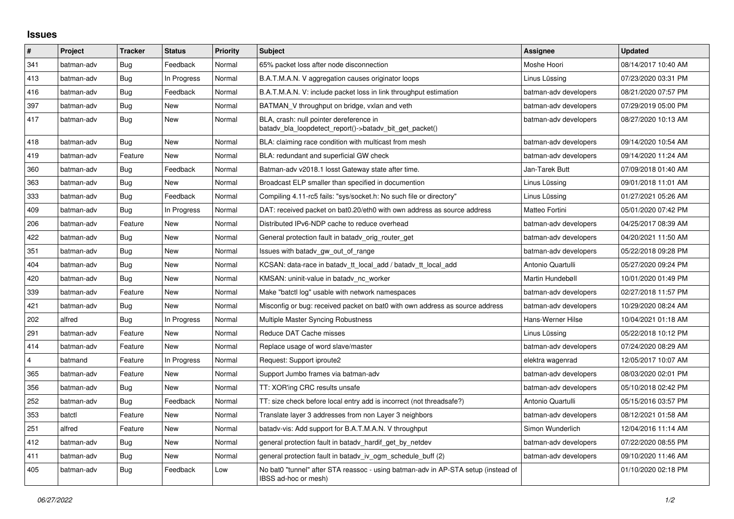# Issues

| # | Project | Tracker | Status | Priority | Subject | Assignee | Updated |
|---|---|---|---|---|---|---|---|
| 341 | batman-adv | Bug | Feedback | Normal | 65% packet loss after node disconnection | Moshe Hoori | 08/14/2017 10:40 AM |
| 413 | batman-adv | Bug | In Progress | Normal | B.A.T.M.A.N. V aggregation causes originator loops | Linus Lüssing | 07/23/2020 03:31 PM |
| 416 | batman-adv | Bug | Feedback | Normal | B.A.T.M.A.N. V: include packet loss in link throughput estimation | batman-adv developers | 08/21/2020 07:57 PM |
| 397 | batman-adv | Bug | New | Normal | BATMAN_V throughput on bridge, vxlan and veth | batman-adv developers | 07/29/2019 05:00 PM |
| 417 | batman-adv | Bug | New | Normal | BLA, crash: null pointer dereference in batadv_bla_loopdetect_report()->batadv_bit_get_packet() | batman-adv developers | 08/27/2020 10:13 AM |
| 418 | batman-adv | Bug | New | Normal | BLA: claiming race condition with multicast from mesh | batman-adv developers | 09/14/2020 10:54 AM |
| 419 | batman-adv | Feature | New | Normal | BLA: redundant and superficial GW check | batman-adv developers | 09/14/2020 11:24 AM |
| 360 | batman-adv | Bug | Feedback | Normal | Batman-adv v2018.1 losst Gateway state after time. | Jan-Tarek Butt | 07/09/2018 01:40 AM |
| 363 | batman-adv | Bug | New | Normal | Broadcast ELP smaller than specified in documention | Linus Lüssing | 09/01/2018 11:01 AM |
| 333 | batman-adv | Bug | Feedback | Normal | Compiling 4.11-rc5 fails: "sys/socket.h: No such file or directory" | Linus Lüssing | 01/27/2021 05:26 AM |
| 409 | batman-adv | Bug | In Progress | Normal | DAT: received packet on bat0.20/eth0 with own address as source address | Matteo Fortini | 05/01/2020 07:42 PM |
| 206 | batman-adv | Feature | New | Normal | Distributed IPv6-NDP cache to reduce overhead | batman-adv developers | 04/25/2017 08:39 AM |
| 422 | batman-adv | Bug | New | Normal | General protection fault in batadv_orig_router_get | batman-adv developers | 04/20/2021 11:50 AM |
| 351 | batman-adv | Bug | New | Normal | Issues with batadv_gw_out_of_range | batman-adv developers | 05/22/2018 09:28 PM |
| 404 | batman-adv | Bug | New | Normal | KCSAN: data-race in batadv_tt_local_add / batadv_tt_local_add | Antonio Quartulli | 05/27/2020 09:24 PM |
| 420 | batman-adv | Bug | New | Normal | KMSAN: uninit-value in batadv_nc_worker | Martin Hundebøll | 10/01/2020 01:49 PM |
| 339 | batman-adv | Feature | New | Normal | Make "batctl log" usable with network namespaces | batman-adv developers | 02/27/2018 11:57 PM |
| 421 | batman-adv | Bug | New | Normal | Misconfig or bug: received packet on bat0 with own address as source address | batman-adv developers | 10/29/2020 08:24 AM |
| 202 | alfred | Bug | In Progress | Normal | Multiple Master Syncing Robustness | Hans-Werner Hilse | 10/04/2021 01:18 AM |
| 291 | batman-adv | Feature | New | Normal | Reduce DAT Cache misses | Linus Lüssing | 05/22/2018 10:12 PM |
| 414 | batman-adv | Feature | New | Normal | Replace usage of word slave/master | batman-adv developers | 07/24/2020 08:29 AM |
| 4 | batmand | Feature | In Progress | Normal | Request: Support iproute2 | elektra wagenrad | 12/05/2017 10:07 AM |
| 365 | batman-adv | Feature | New | Normal | Support Jumbo frames via batman-adv | batman-adv developers | 08/03/2020 02:01 PM |
| 356 | batman-adv | Bug | New | Normal | TT: XOR'ing CRC results unsafe | batman-adv developers | 05/10/2018 02:42 PM |
| 252 | batman-adv | Bug | Feedback | Normal | TT: size check before local entry add is incorrect (not threadsafe?) | Antonio Quartulli | 05/15/2016 03:57 PM |
| 353 | batctl | Feature | New | Normal | Translate layer 3 addresses from non Layer 3 neighbors | batman-adv developers | 08/12/2021 01:58 AM |
| 251 | alfred | Feature | New | Normal | batadv-vis: Add support for B.A.T.M.A.N. V throughput | Simon Wunderlich | 12/04/2016 11:14 AM |
| 412 | batman-adv | Bug | New | Normal | general protection fault in batadv_hardif_get_by_netdev | batman-adv developers | 07/22/2020 08:55 PM |
| 411 | batman-adv | Bug | New | Normal | general protection fault in batadv_iv_ogm_schedule_buff (2) | batman-adv developers | 09/10/2020 11:46 AM |
| 405 | batman-adv | Bug | Feedback | Low | No bat0 "tunnel" after STA reassoc - using batman-adv in AP-STA setup (instead of IBSS ad-hoc or mesh) | | 01/10/2020 02:18 PM |

*06/27/2022*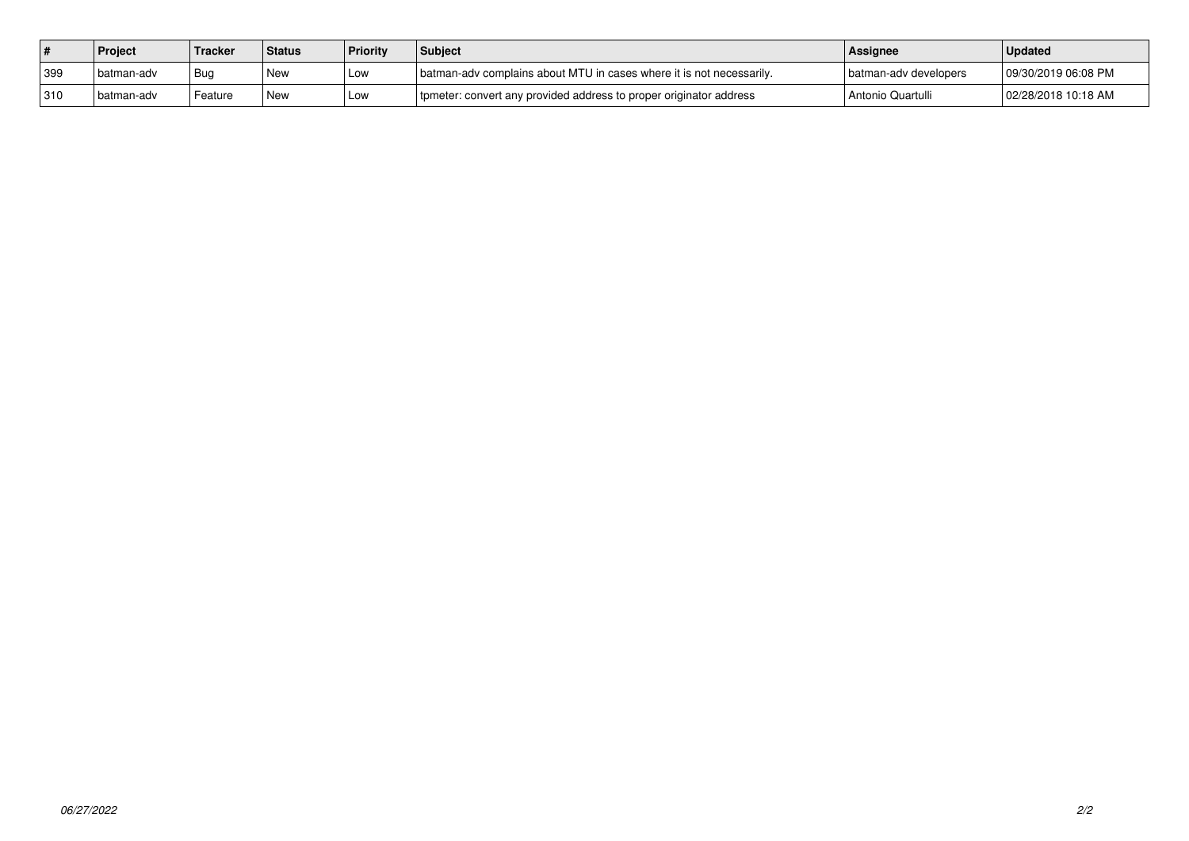| # | Project | Tracker | Status | Priority | Subject | Assignee | Updated |
|---|---|---|---|---|---|---|---|
| 399 | batman-adv | Bug | New | Low | batman-adv complains about MTU in cases where it is not necessarily. | batman-adv developers | 09/30/2019 06:08 PM |
| 310 | batman-adv | Feature | New | Low | tpmeter: convert any provided address to proper originator address | Antonio Quartulli | 02/28/2018 10:18 AM |